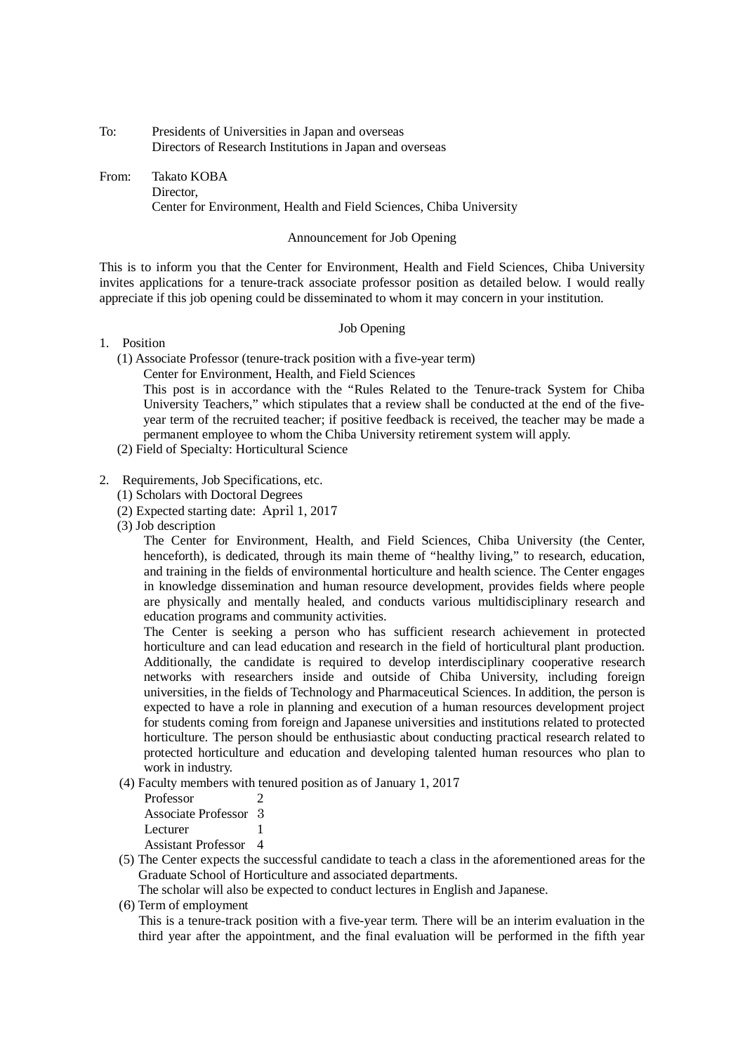To: Presidents of Universities in Japan and overseas
Directors of Research Institutions in Japan and overseas

From: Takato KOBA
Director,
Center for Environment, Health and Field Sciences, Chiba University

## Announcement for Job Opening

This is to inform you that the Center for Environment, Health and Field Sciences, Chiba University invites applications for a tenure-track associate professor position as detailed below. I would really appreciate if this job opening could be disseminated to whom it may concern in your institution.

### Job Opening

1. Position
   (1) Associate Professor (tenure-track position with a five-year term)
   Center for Environment, Health, and Field Sciences
   This post is in accordance with the "Rules Related to the Tenure-track System for Chiba University Teachers," which stipulates that a review shall be conducted at the end of the five-year term of the recruited teacher; if positive feedback is received, the teacher may be made a permanent employee to whom the Chiba University retirement system will apply.
   (2) Field of Specialty: Horticultural Science

2. Requirements, Job Specifications, etc.
   (1) Scholars with Doctoral Degrees
   (2) Expected starting date: April 1, 2017
   (3) Job description
   The Center for Environment, Health, and Field Sciences, Chiba University (the Center, henceforth), is dedicated, through its main theme of "healthy living," to research, education, and training in the fields of environmental horticulture and health science. The Center engages in knowledge dissemination and human resource development, provides fields where people are physically and mentally healed, and conducts various multidisciplinary research and education programs and community activities.
   The Center is seeking a person who has sufficient research achievement in protected horticulture and can lead education and research in the field of horticultural plant production. Additionally, the candidate is required to develop interdisciplinary cooperative research networks with researchers inside and outside of Chiba University, including foreign universities, in the fields of Technology and Pharmaceutical Sciences. In addition, the person is expected to have a role in planning and execution of a human resources development project for students coming from foreign and Japanese universities and institutions related to protected horticulture. The person should be enthusiastic about conducting practical research related to protected horticulture and education and developing talented human resources who plan to work in industry.
   (4) Faculty members with tenured position as of January 1, 2017
   Professor 2
   Associate Professor 3
   Lecturer 1
   Assistant Professor 4
   (5) The Center expects the successful candidate to teach a class in the aforementioned areas for the Graduate School of Horticulture and associated departments.
   The scholar will also be expected to conduct lectures in English and Japanese.
   (6) Term of employment
   This is a tenure-track position with a five-year term. There will be an interim evaluation in the third year after the appointment, and the final evaluation will be performed in the fifth year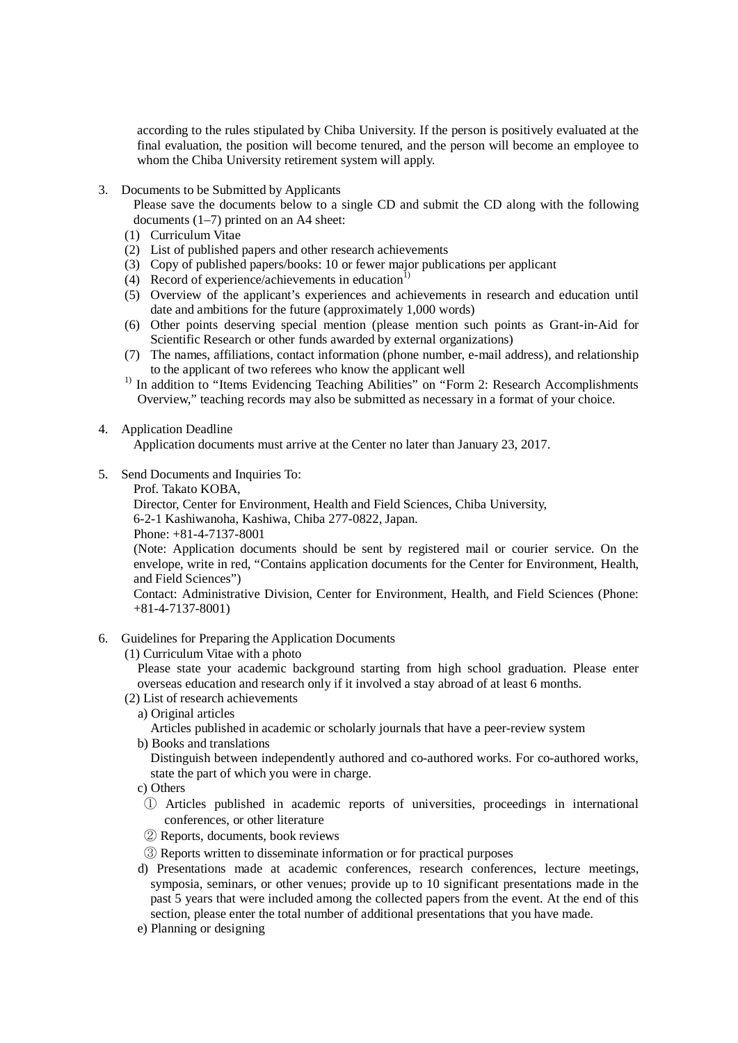according to the rules stipulated by Chiba University. If the person is positively evaluated at the final evaluation, the position will become tenured, and the person will become an employee to whom the Chiba University retirement system will apply.

3. Documents to be Submitted by Applicants

   Please save the documents below to a single CD and submit the CD along with the following documents (1–7) printed on an A4 sheet:

   (1) Curriculum Vitae
   (2) List of published papers and other research achievements
   (3) Copy of published papers/books: 10 or fewer major publications per applicant
   (4) Record of experience/achievements in education[1)]
   (5) Overview of the applicant's experiences and achievements in research and education until date and ambitions for the future (approximately 1,000 words)
   (6) Other points deserving special mention (please mention such points as Grant-in-Aid for Scientific Research or other funds awarded by external organizations)
   (7) The names, affiliations, contact information (phone number, e-mail address), and relationship to the applicant of two referees who know the applicant well

   [1)] In addition to "Items Evidencing Teaching Abilities" on "Form 2: Research Accomplishments Overview," teaching records may also be submitted as necessary in a format of your choice.

4. Application Deadline

   Application documents must arrive at the Center no later than January 23, 2017.

5. Send Documents and Inquiries To:

   Prof. Takato KOBA,
   Director, Center for Environment, Health and Field Sciences, Chiba University,
   6-2-1 Kashiwanoha, Kashiwa, Chiba 277-0822, Japan.
   Phone: +81-4-7137-8001
   (Note: Application documents should be sent by registered mail or courier service. On the envelope, write in red, "Contains application documents for the Center for Environment, Health, and Field Sciences")
   Contact: Administrative Division, Center for Environment, Health, and Field Sciences (Phone: +81-4-7137-8001)

6. Guidelines for Preparing the Application Documents

   (1) Curriculum Vitae with a photo

   Please state your academic background starting from high school graduation. Please enter overseas education and research only if it involved a stay abroad of at least 6 months.

   (2) List of research achievements

   a) Original articles

   Articles published in academic or scholarly journals that have a peer-review system

   b) Books and translations

   Distinguish between independently authored and co-authored works. For co-authored works, state the part of which you were in charge.

   c) Others

   ① Articles published in academic reports of universities, proceedings in international conferences, or other literature

   ② Reports, documents, book reviews

   ③ Reports written to disseminate information or for practical purposes

   d) Presentations made at academic conferences, research conferences, lecture meetings, symposia, seminars, or other venues; provide up to 10 significant presentations made in the past 5 years that were included among the collected papers from the event. At the end of this section, please enter the total number of additional presentations that you have made.

   e) Planning or designing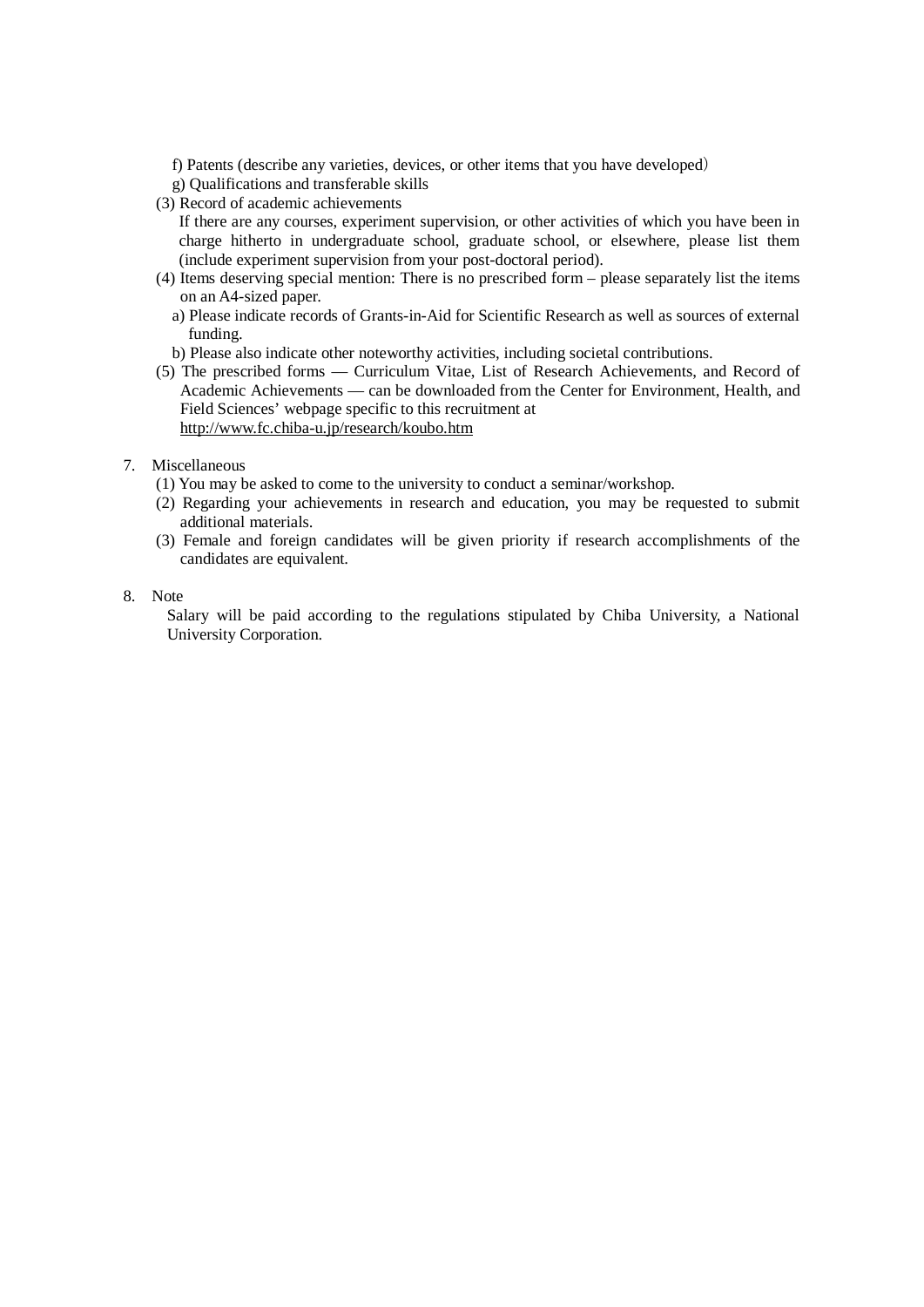f) Patents (describe any varieties, devices, or other items that you have developed)

g) Qualifications and transferable skills

(3) Record of academic achievements

If there are any courses, experiment supervision, or other activities of which you have been in charge hitherto in undergraduate school, graduate school, or elsewhere, please list them (include experiment supervision from your post-doctoral period).

(4) Items deserving special mention: There is no prescribed form – please separately list the items on an A4-sized paper.

a) Please indicate records of Grants-in-Aid for Scientific Research as well as sources of external funding.

b) Please also indicate other noteworthy activities, including societal contributions.

(5) The prescribed forms — Curriculum Vitae, List of Research Achievements, and Record of Academic Achievements — can be downloaded from the Center for Environment, Health, and Field Sciences' webpage specific to this recruitment at http://www.fc.chiba-u.jp/research/koubo.htm

7. Miscellaneous

(1) You may be asked to come to the university to conduct a seminar/workshop.

(2) Regarding your achievements in research and education, you may be requested to submit additional materials.

(3) Female and foreign candidates will be given priority if research accomplishments of the candidates are equivalent.

8. Note

Salary will be paid according to the regulations stipulated by Chiba University, a National University Corporation.